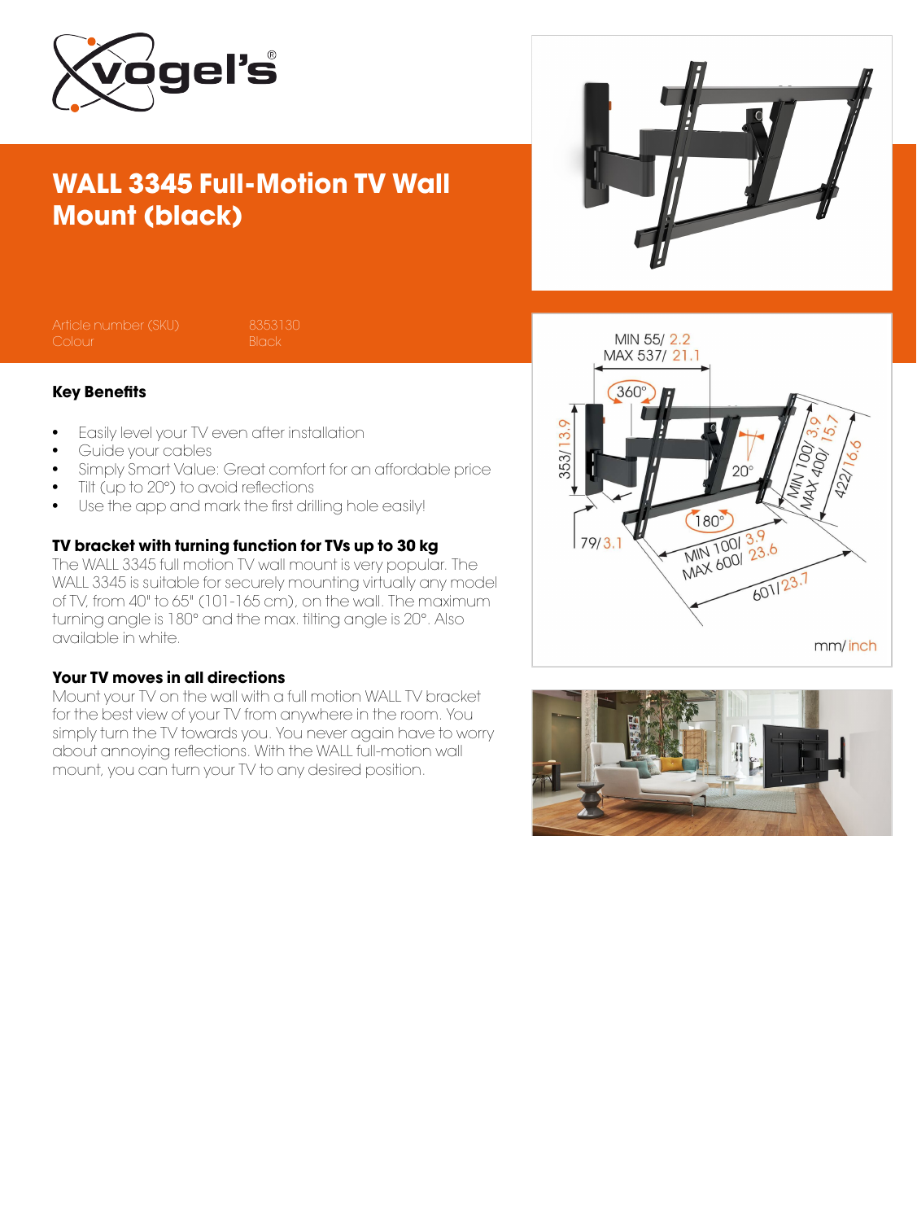# WALL 3345 Full-Motion TV Wall Mount (black)

| | |
|---|---|
| Article number (SKU) | 8353130 |
| Colour | Black |

### Key Benefits

- Easily level your TV even after installation
- Guide your cables
- Simply Smart Value: Great comfort for an affordable price
- Tilt (up to 20°) to avoid reflections
- Use the app and mark the first drilling hole easily!

### TV bracket with turning function for TVs up to 30 kg

The WALL 3345 full motion TV wall mount is very popular. The WALL 3345 is suitable for securely mounting virtually any model of TV, from 40" to 65" (101-165 cm), on the wall. The maximum turning angle is 180° and the max. tilting angle is 20°. Also available in white.

### Your TV moves in all directions

Mount your TV on the wall with a full motion WALL TV bracket for the best view of your TV from anywhere in the room. You simply turn the TV towards you. You never again have to worry about annoying reflections. With the WALL full-motion wall mount, you can turn your TV to any desired position.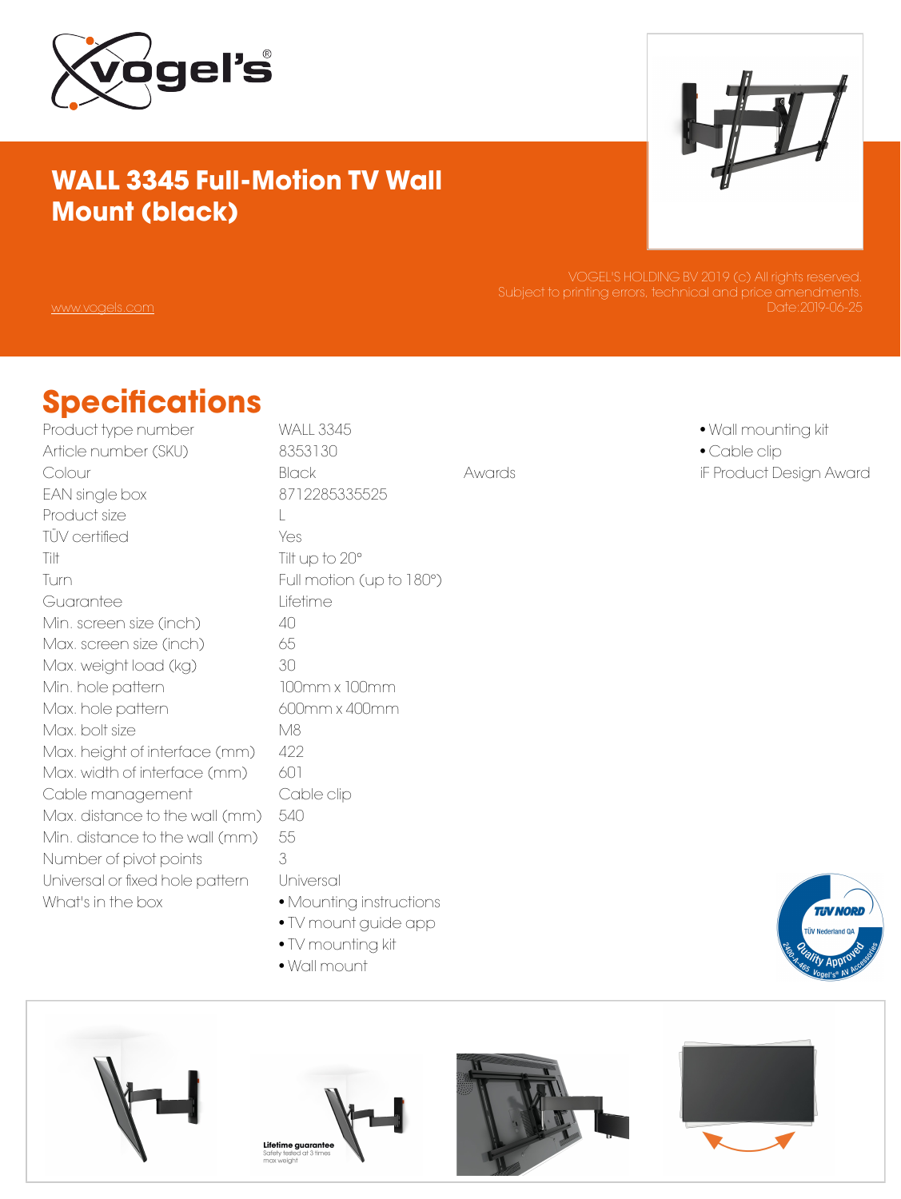# WALL 3345 Full-Motion TV Wall Mount (black)

www.vogels.com

VOGEL'S HOLDING BV 2019 (c) All rights reserved.
Subject to printing errors, technical and price amendments.
Date:2019-06-25

## Specifications

| | |
|---|---|
| Product type number | WALL 3345 |
| Article number (SKU) | 8353130 |
| Colour | Black |
| EAN single box | 8712285335525 |
| Product size | L |
| TÜV certified | Yes |
| Tilt | Tilt up to 20° |
| Turn | Full motion (up to 180°) |
| Guarantee | Lifetime |
| Min. screen size (inch) | 40 |
| Max. screen size (inch) | 65 |
| Max. weight load (kg) | 30 |
| Min. hole pattern | 100mm x 100mm |
| Max. hole pattern | 600mm x 400mm |
| Max. bolt size | M8 |
| Max. height of interface (mm) | 422 |
| Max. width of interface (mm) | 601 |
| Cable management | Cable clip |
| Max. distance to the wall (mm) | 540 |
| Min. distance to the wall (mm) | 55 |
| Number of pivot points | 3 |
| Universal or fixed hole pattern | Universal |
| What's in the box | • Mounting instructions<br>• TV mount guide app<br>• TV mounting kit<br>• Wall mount<br>• Wall mounting kit<br>• Cable clip |
| Awards | iF Product Design Award |

TÜV NORD
TÜV Nederland QA
Quality Approved
2400-A-465 Vogel's® AV Accessories

**Lifetime guarantee**
Safety tested at 3 times max weight